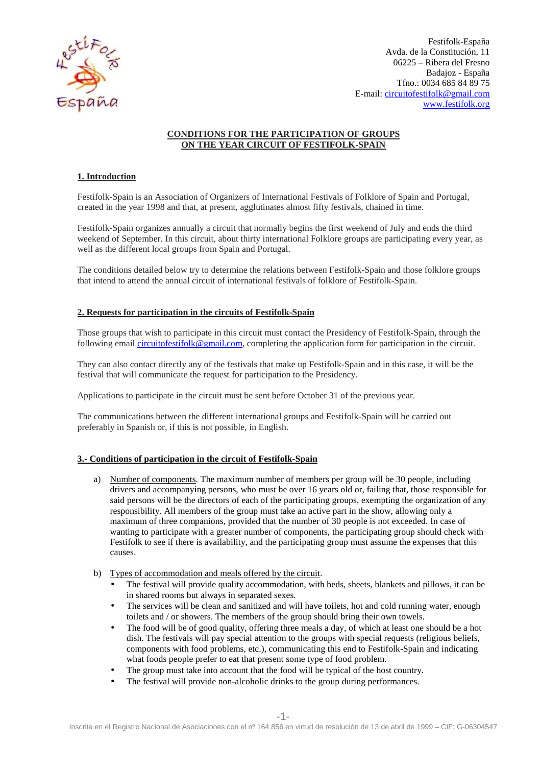Festifolk-España
Avda. de la Constitución, 11
06225 – Ribera del Fresno
Badajoz - España
Tfno.: 0034 685 84 89 75
E-mail: circuitofestifolk@gmail.com
www.festifolk.org

# CONDITIONS FOR THE PARTICIPATION OF GROUPS ON THE YEAR CIRCUIT OF FESTIFOLK-SPAIN

## 1. Introduction

Festifolk-Spain is an Association of Organizers of International Festivals of Folklore of Spain and Portugal, created in the year 1998 and that, at present, agglutinates almost fifty festivals, chained in time.

Festifolk-Spain organizes annually a circuit that normally begins the first weekend of July and ends the third weekend of September. In this circuit, about thirty international Folklore groups are participating every year, as well as the different local groups from Spain and Portugal.

The conditions detailed below try to determine the relations between Festifolk-Spain and those folklore groups that intend to attend the annual circuit of international festivals of folklore of Festifolk-Spain.

## 2. Requests for participation in the circuits of Festifolk-Spain

Those groups that wish to participate in this circuit must contact the Presidency of Festifolk-Spain, through the following email circuitofestifolk@gmail.com, completing the application form for participation in the circuit.

They can also contact directly any of the festivals that make up Festifolk-Spain and in this case, it will be the festival that will communicate the request for participation to the Presidency.

Applications to participate in the circuit must be sent before October 31 of the previous year.

The communications between the different international groups and Festifolk-Spain will be carried out preferably in Spanish or, if this is not possible, in English.

## 3.- Conditions of participation in the circuit of Festifolk-Spain

a) Number of components. The maximum number of members per group will be 30 people, including drivers and accompanying persons, who must be over 16 years old or, failing that, those responsible for said persons will be the directors of each of the participating groups, exempting the organization of any responsibility. All members of the group must take an active part in the show, allowing only a maximum of three companions, provided that the number of 30 people is not exceeded. In case of wanting to participate with a greater number of components, the participating group should check with Festifolk to see if there is availability, and the participating group must assume the expenses that this causes.

b) Types of accommodation and meals offered by the circuit.
   - The festival will provide quality accommodation, with beds, sheets, blankets and pillows, it can be in shared rooms but always in separated sexes.
   - The services will be clean and sanitized and will have toilets, hot and cold running water, enough toilets and / or showers. The members of the group should bring their own towels.
   - The food will be of good quality, offering three meals a day, of which at least one should be a hot dish. The festivals will pay special attention to the groups with special requests (religious beliefs, components with food problems, etc.), communicating this end to Festifolk-Spain and indicating what foods people prefer to eat that present some type of food problem.
   - The group must take into account that the food will be typical of the host country.
   - The festival will provide non-alcoholic drinks to the group during performances.

Inscrita en el Registro Nacional de Asociaciones con el nº 164.856 en virtud de resolución de 13 de abril de 1999 – CIF: G-06304547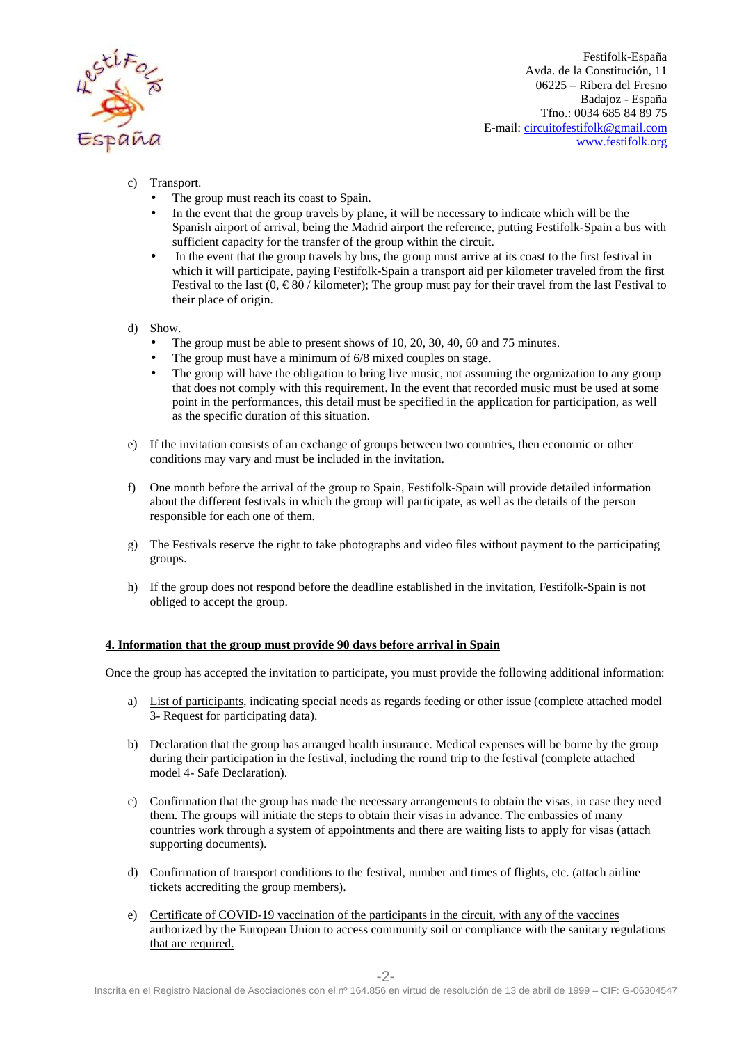c) Transport.
   - The group must reach its coast to Spain.
   - In the event that the group travels by plane, it will be necessary to indicate which will be the Spanish airport of arrival, being the Madrid airport the reference, putting Festifolk-Spain a bus with sufficient capacity for the transfer of the group within the circuit.
   - In the event that the group travels by bus, the group must arrive at its coast to the first festival in which it will participate, paying Festifolk-Spain a transport aid per kilometer traveled from the first Festival to the last (0, € 80 / kilometer); The group must pay for their travel from the last Festival to their place of origin.

d) Show.
   - The group must be able to present shows of 10, 20, 30, 40, 60 and 75 minutes.
   - The group must have a minimum of 6/8 mixed couples on stage.
   - The group will have the obligation to bring live music, not assuming the organization to any group that does not comply with this requirement. In the event that recorded music must be used at some point in the performances, this detail must be specified in the application for participation, as well as the specific duration of this situation.

e) If the invitation consists of an exchange of groups between two countries, then economic or other conditions may vary and must be included in the invitation.

f) One month before the arrival of the group to Spain, Festifolk-Spain will provide detailed information about the different festivals in which the group will participate, as well as the details of the person responsible for each one of them.

g) The Festivals reserve the right to take photographs and video files without payment to the participating groups.

h) If the group does not respond before the deadline established in the invitation, Festifolk-Spain is not obliged to accept the group.

## 4. Information that the group must provide 90 days before arrival in Spain

Once the group has accepted the invitation to participate, you must provide the following additional information:

a) List of participants, indicating special needs as regards feeding or other issue (complete attached model 3- Request for participating data).

b) Declaration that the group has arranged health insurance. Medical expenses will be borne by the group during their participation in the festival, including the round trip to the festival (complete attached model 4- Safe Declaration).

c) Confirmation that the group has made the necessary arrangements to obtain the visas, in case they need them. The groups will initiate the steps to obtain their visas in advance. The embassies of many countries work through a system of appointments and there are waiting lists to apply for visas (attach supporting documents).

d) Confirmation of transport conditions to the festival, number and times of flights, etc. (attach airline tickets accrediting the group members).

e) Certificate of COVID-19 vaccination of the participants in the circuit, with any of the vaccines authorized by the European Union to access community soil or compliance with the sanitary regulations that are required.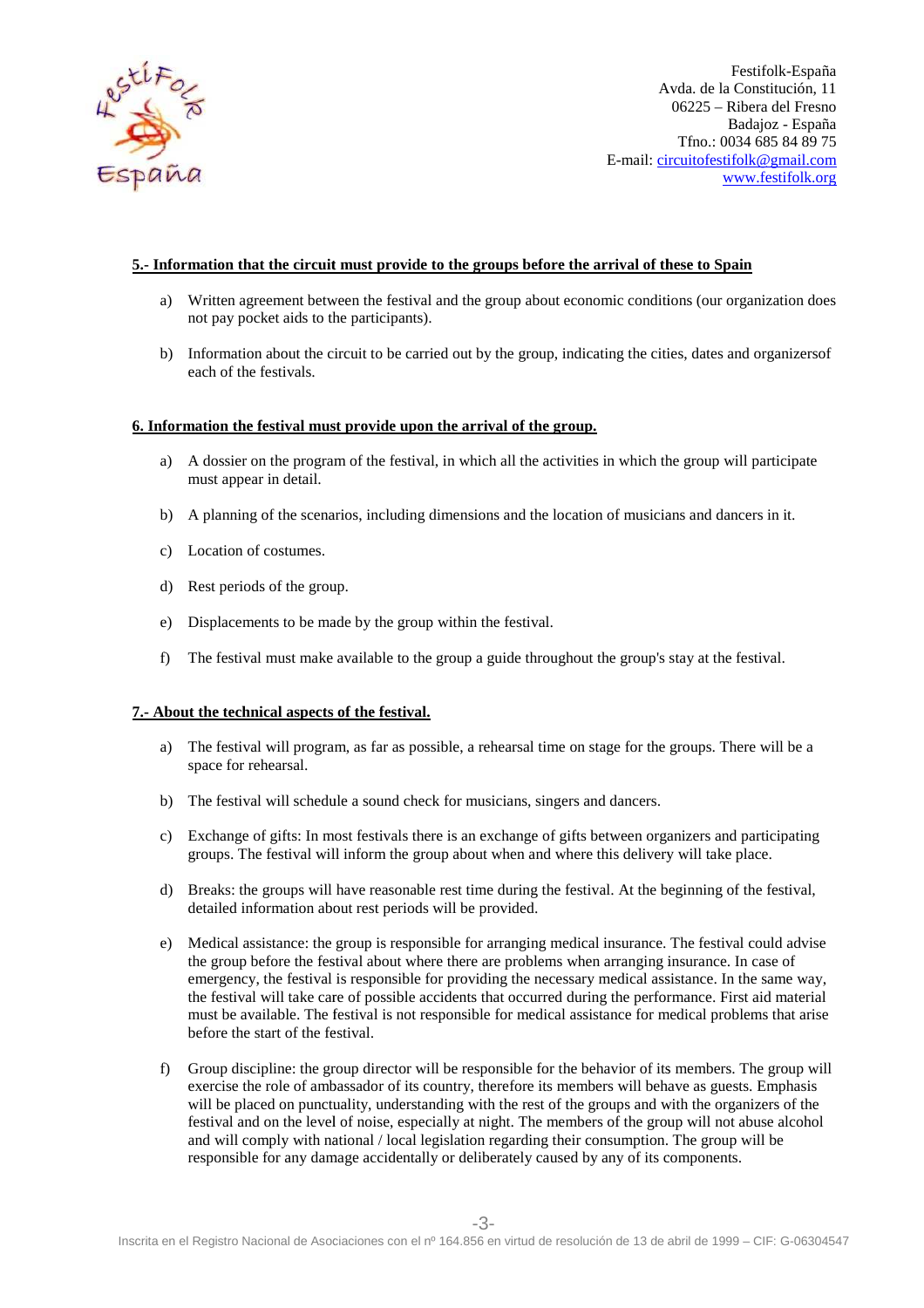## 5.- Information that the circuit must provide to the groups before the arrival of these to Spain

a) Written agreement between the festival and the group about economic conditions (our organization does not pay pocket aids to the participants).

b) Information about the circuit to be carried out by the group, indicating the cities, dates and organizersof each of the festivals.

## 6. Information the festival must provide upon the arrival of the group.

a) A dossier on the program of the festival, in which all the activities in which the group will participate must appear in detail.

b) A planning of the scenarios, including dimensions and the location of musicians and dancers in it.

c) Location of costumes.

d) Rest periods of the group.

e) Displacements to be made by the group within the festival.

f) The festival must make available to the group a guide throughout the group's stay at the festival.

## 7.- About the technical aspects of the festival.

a) The festival will program, as far as possible, a rehearsal time on stage for the groups. There will be a space for rehearsal.

b) The festival will schedule a sound check for musicians, singers and dancers.

c) Exchange of gifts: In most festivals there is an exchange of gifts between organizers and participating groups. The festival will inform the group about when and where this delivery will take place.

d) Breaks: the groups will have reasonable rest time during the festival. At the beginning of the festival, detailed information about rest periods will be provided.

e) Medical assistance: the group is responsible for arranging medical insurance. The festival could advise the group before the festival about where there are problems when arranging insurance. In case of emergency, the festival is responsible for providing the necessary medical assistance. In the same way, the festival will take care of possible accidents that occurred during the performance. First aid material must be available. The festival is not responsible for medical assistance for medical problems that arise before the start of the festival.

f) Group discipline: the group director will be responsible for the behavior of its members. The group will exercise the role of ambassador of its country, therefore its members will behave as guests. Emphasis will be placed on punctuality, understanding with the rest of the groups and with the organizers of the festival and on the level of noise, especially at night. The members of the group will not abuse alcohol and will comply with national / local legislation regarding their consumption. The group will be responsible for any damage accidentally or deliberately caused by any of its components.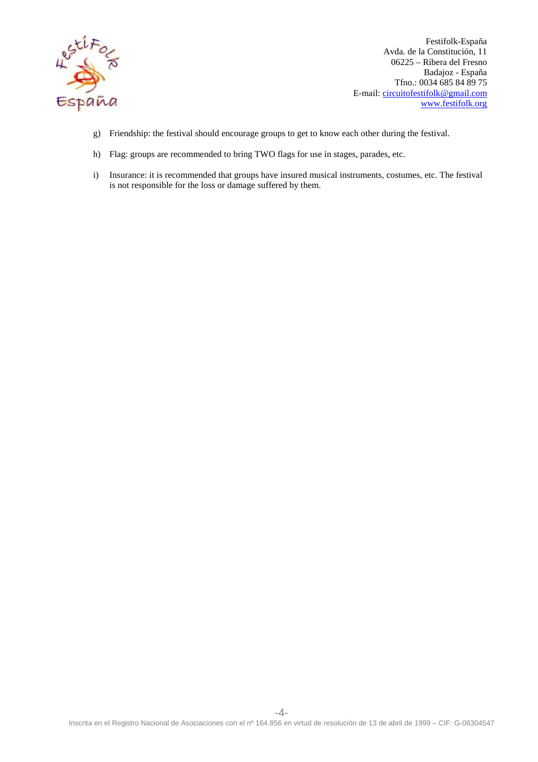g) Friendship: the festival should encourage groups to get to know each other during the festival.

h) Flag: groups are recommended to bring TWO flags for use in stages, parades, etc.

i) Insurance: it is recommended that groups have insured musical instruments, costumes, etc. The festival is not responsible for the loss or damage suffered by them.